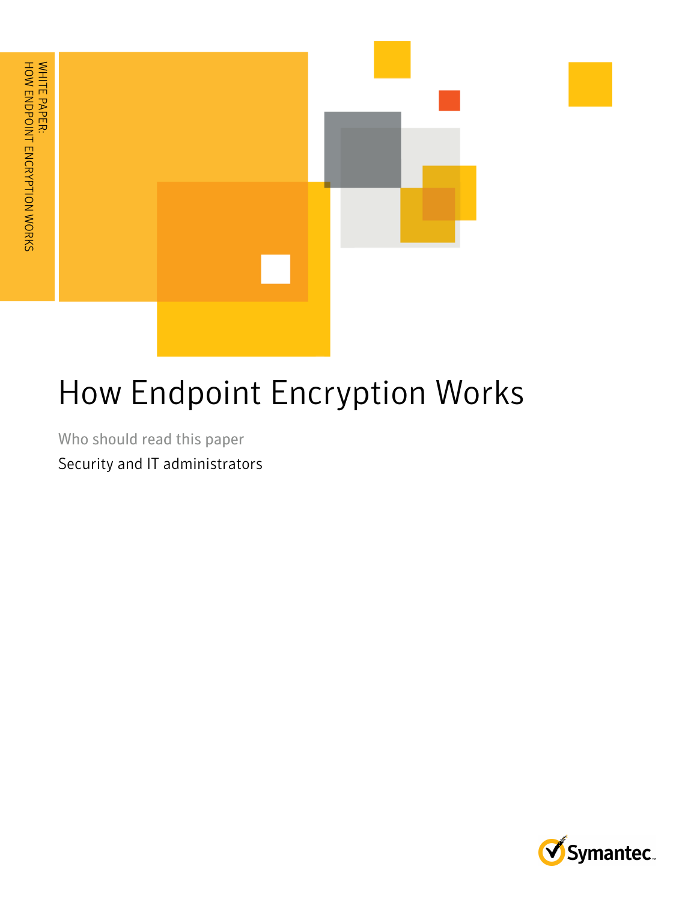WHITE PAPER:
HOW ENDPOINT ENCRYPTION WORKS

# How Endpoint Encryption Works

Who should read this paper

Security and IT administrators

Symantec.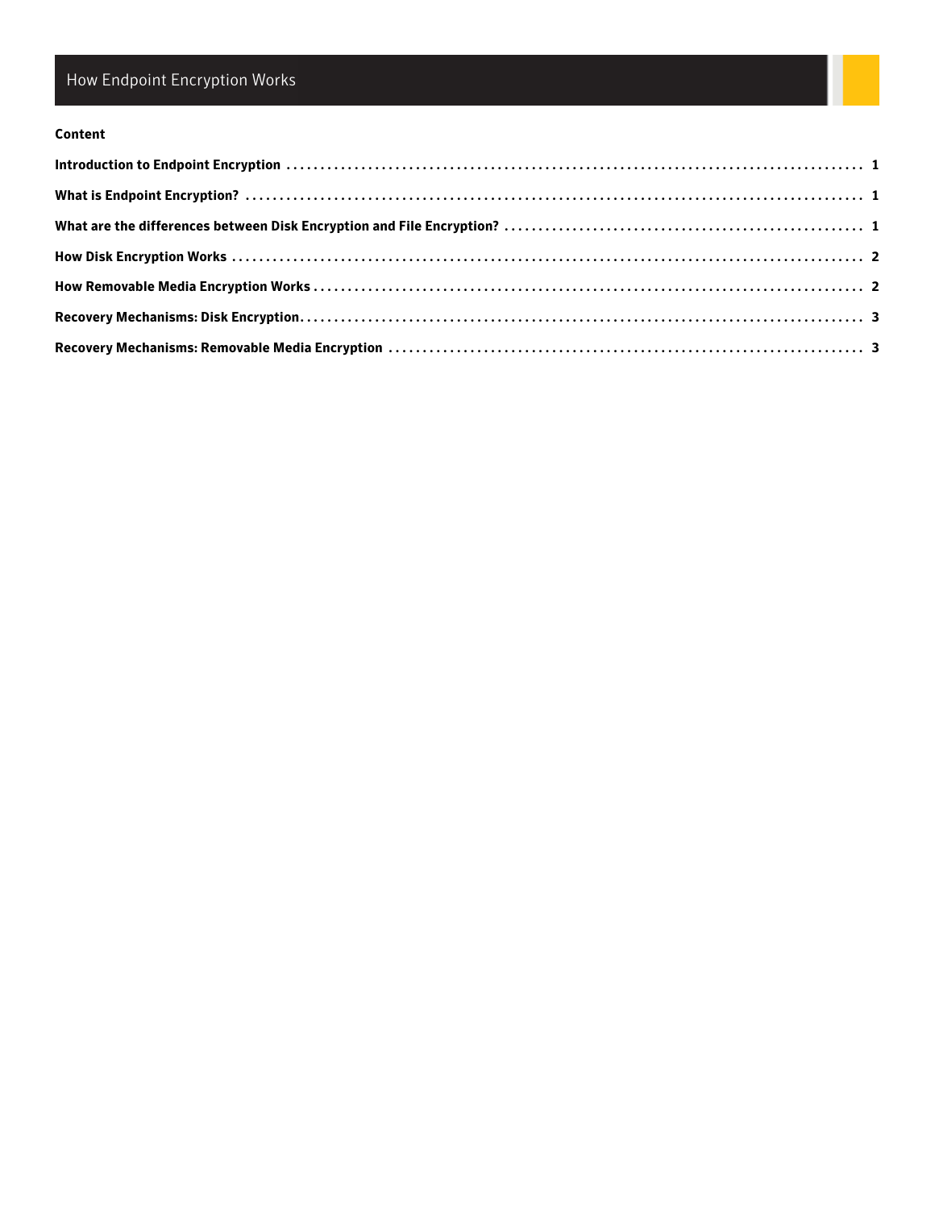# How Endpoint Encryption Works

## Content

**Introduction to Endpoint Encryption** ........................................................................................ **1**

**What is Endpoint Encryption?** ........................................................................................ **1**

**What are the differences between Disk Encryption and File Encryption?** ........................................................................................ **1**

**How Disk Encryption Works** ........................................................................................ **2**

**How Removable Media Encryption Works** ........................................................................................ **2**

**Recovery Mechanisms: Disk Encryption** ........................................................................................ **3**

**Recovery Mechanisms: Removable Media Encryption** ........................................................................................ **3**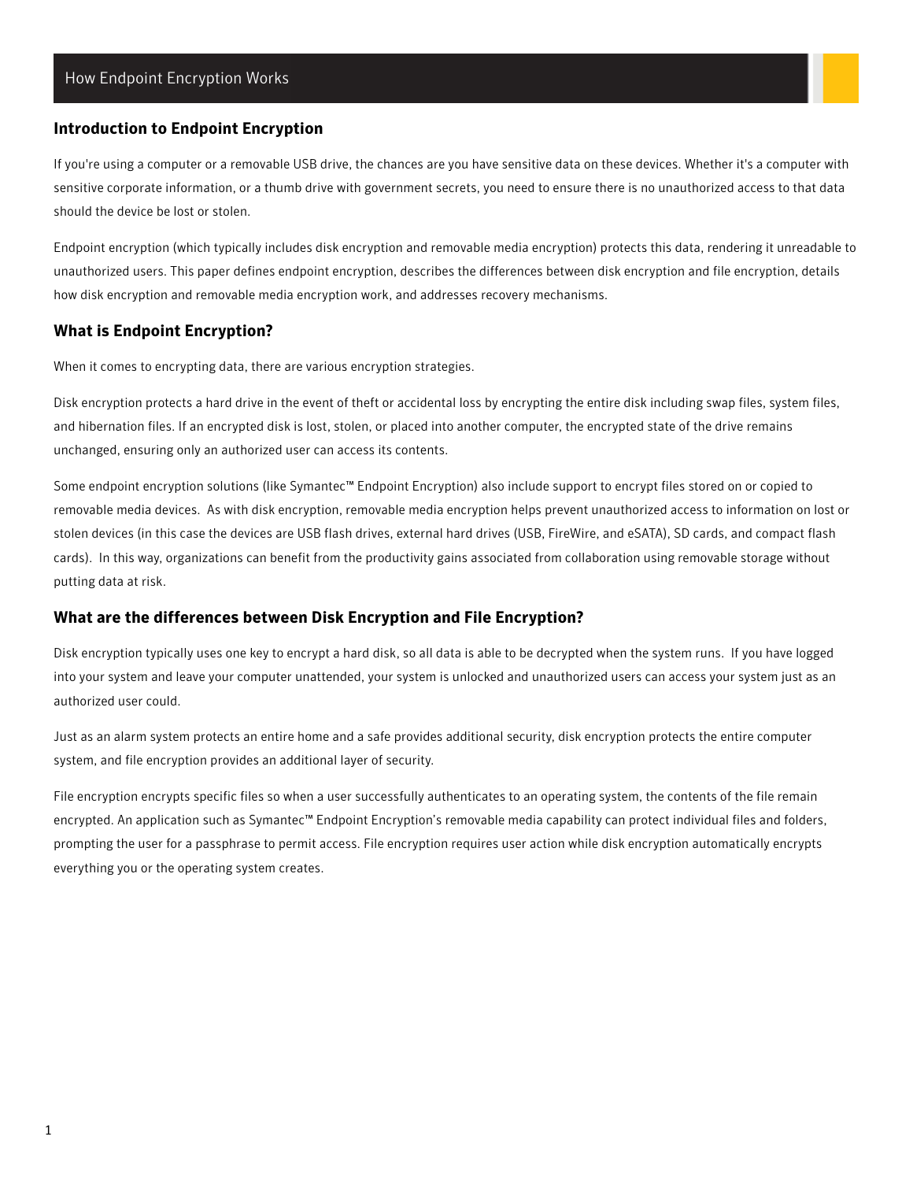## Introduction to Endpoint Encryption

If you're using a computer or a removable USB drive, the chances are you have sensitive data on these devices. Whether it's a computer with sensitive corporate information, or a thumb drive with government secrets, you need to ensure there is no unauthorized access to that data should the device be lost or stolen.

Endpoint encryption (which typically includes disk encryption and removable media encryption) protects this data, rendering it unreadable to unauthorized users. This paper defines endpoint encryption, describes the differences between disk encryption and file encryption, details how disk encryption and removable media encryption work, and addresses recovery mechanisms.

## What is Endpoint Encryption?

When it comes to encrypting data, there are various encryption strategies.

Disk encryption protects a hard drive in the event of theft or accidental loss by encrypting the entire disk including swap files, system files, and hibernation files. If an encrypted disk is lost, stolen, or placed into another computer, the encrypted state of the drive remains unchanged, ensuring only an authorized user can access its contents.

Some endpoint encryption solutions (like Symantec™ Endpoint Encryption) also include support to encrypt files stored on or copied to removable media devices. As with disk encryption, removable media encryption helps prevent unauthorized access to information on lost or stolen devices (in this case the devices are USB flash drives, external hard drives (USB, FireWire, and eSATA), SD cards, and compact flash cards). In this way, organizations can benefit from the productivity gains associated from collaboration using removable storage without putting data at risk.

## What are the differences between Disk Encryption and File Encryption?

Disk encryption typically uses one key to encrypt a hard disk, so all data is able to be decrypted when the system runs. If you have logged into your system and leave your computer unattended, your system is unlocked and unauthorized users can access your system just as an authorized user could.

Just as an alarm system protects an entire home and a safe provides additional security, disk encryption protects the entire computer system, and file encryption provides an additional layer of security.

File encryption encrypts specific files so when a user successfully authenticates to an operating system, the contents of the file remain encrypted. An application such as Symantec™ Endpoint Encryption's removable media capability can protect individual files and folders, prompting the user for a passphrase to permit access. File encryption requires user action while disk encryption automatically encrypts everything you or the operating system creates.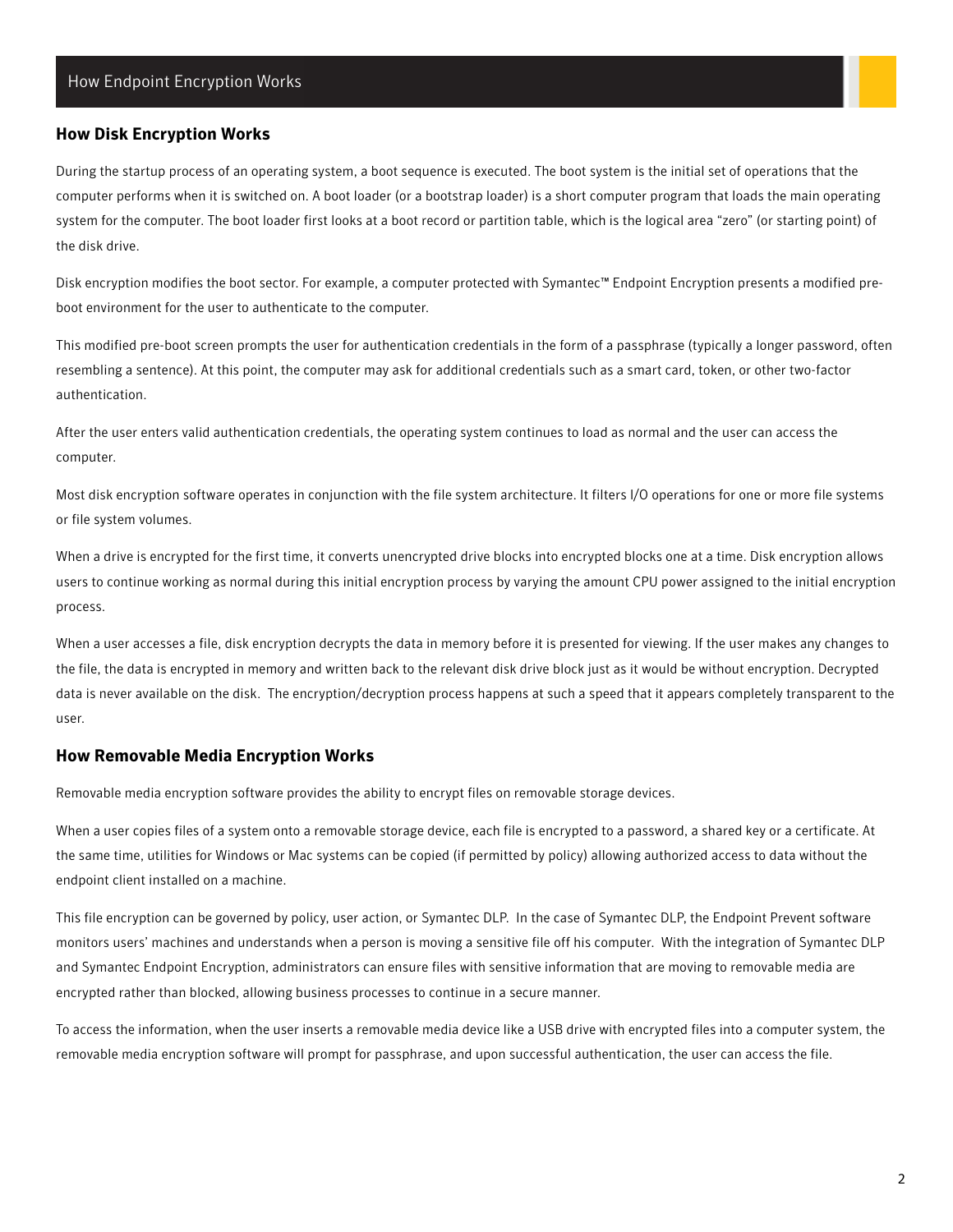## How Disk Encryption Works

During the startup process of an operating system, a boot sequence is executed. The boot system is the initial set of operations that the computer performs when it is switched on. A boot loader (or a bootstrap loader) is a short computer program that loads the main operating system for the computer. The boot loader first looks at a boot record or partition table, which is the logical area "zero" (or starting point) of the disk drive.

Disk encryption modifies the boot sector. For example, a computer protected with Symantec™ Endpoint Encryption presents a modified pre-boot environment for the user to authenticate to the computer.

This modified pre-boot screen prompts the user for authentication credentials in the form of a passphrase (typically a longer password, often resembling a sentence). At this point, the computer may ask for additional credentials such as a smart card, token, or other two-factor authentication.

After the user enters valid authentication credentials, the operating system continues to load as normal and the user can access the computer.

Most disk encryption software operates in conjunction with the file system architecture. It filters I/O operations for one or more file systems or file system volumes.

When a drive is encrypted for the first time, it converts unencrypted drive blocks into encrypted blocks one at a time. Disk encryption allows users to continue working as normal during this initial encryption process by varying the amount CPU power assigned to the initial encryption process.

When a user accesses a file, disk encryption decrypts the data in memory before it is presented for viewing. If the user makes any changes to the file, the data is encrypted in memory and written back to the relevant disk drive block just as it would be without encryption. Decrypted data is never available on the disk. The encryption/decryption process happens at such a speed that it appears completely transparent to the user.

## How Removable Media Encryption Works

Removable media encryption software provides the ability to encrypt files on removable storage devices.

When a user copies files of a system onto a removable storage device, each file is encrypted to a password, a shared key or a certificate. At the same time, utilities for Windows or Mac systems can be copied (if permitted by policy) allowing authorized access to data without the endpoint client installed on a machine.

This file encryption can be governed by policy, user action, or Symantec DLP. In the case of Symantec DLP, the Endpoint Prevent software monitors users' machines and understands when a person is moving a sensitive file off his computer. With the integration of Symantec DLP and Symantec Endpoint Encryption, administrators can ensure files with sensitive information that are moving to removable media are encrypted rather than blocked, allowing business processes to continue in a secure manner.

To access the information, when the user inserts a removable media device like a USB drive with encrypted files into a computer system, the removable media encryption software will prompt for passphrase, and upon successful authentication, the user can access the file.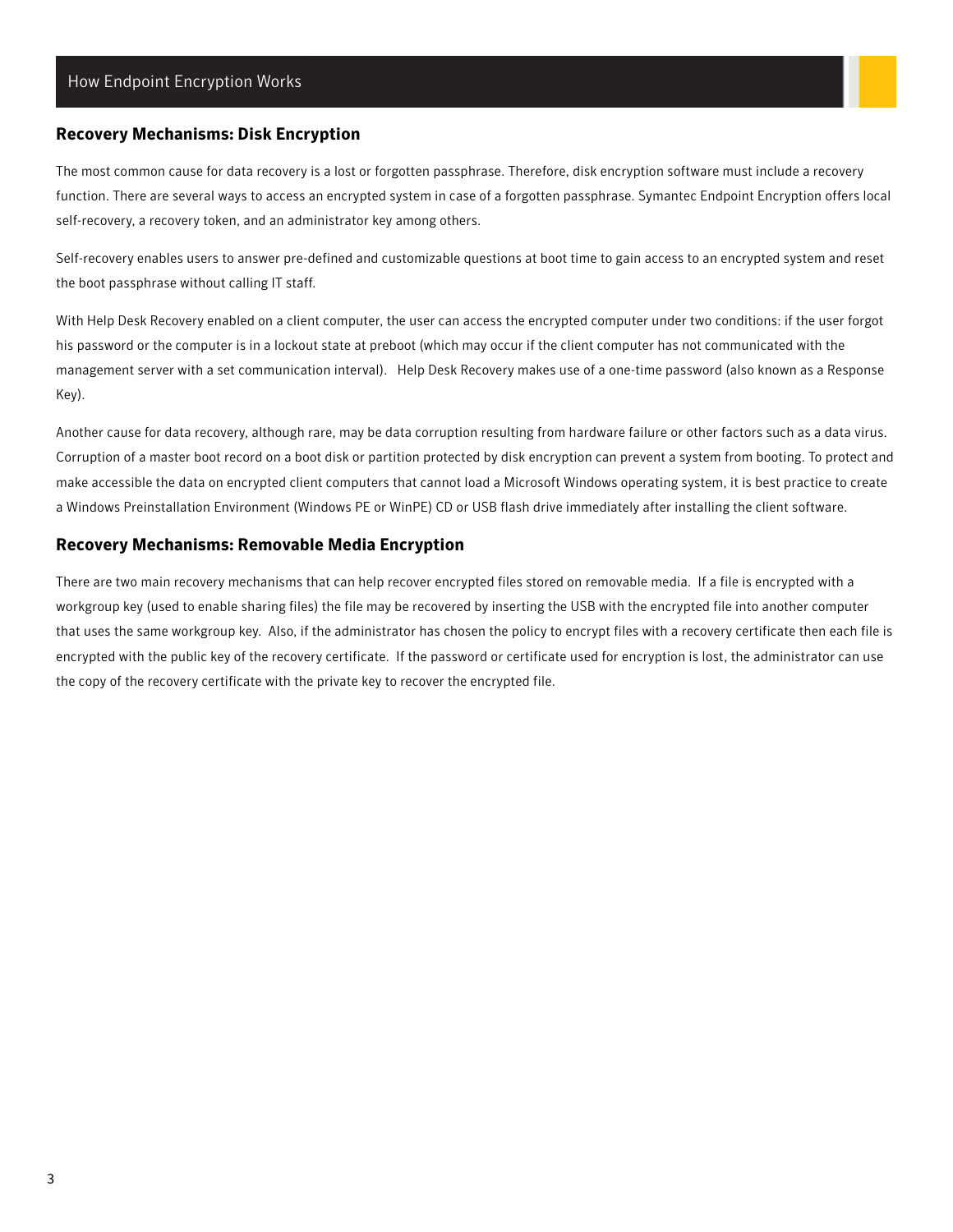## Recovery Mechanisms: Disk Encryption

The most common cause for data recovery is a lost or forgotten passphrase. Therefore, disk encryption software must include a recovery function. There are several ways to access an encrypted system in case of a forgotten passphrase. Symantec Endpoint Encryption offers local self-recovery, a recovery token, and an administrator key among others.

Self-recovery enables users to answer pre-defined and customizable questions at boot time to gain access to an encrypted system and reset the boot passphrase without calling IT staff.

With Help Desk Recovery enabled on a client computer, the user can access the encrypted computer under two conditions: if the user forgot his password or the computer is in a lockout state at preboot (which may occur if the client computer has not communicated with the management server with a set communication interval). Help Desk Recovery makes use of a one-time password (also known as a Response Key).

Another cause for data recovery, although rare, may be data corruption resulting from hardware failure or other factors such as a data virus. Corruption of a master boot record on a boot disk or partition protected by disk encryption can prevent a system from booting. To protect and make accessible the data on encrypted client computers that cannot load a Microsoft Windows operating system, it is best practice to create a Windows Preinstallation Environment (Windows PE or WinPE) CD or USB flash drive immediately after installing the client software.

## Recovery Mechanisms: Removable Media Encryption

There are two main recovery mechanisms that can help recover encrypted files stored on removable media. If a file is encrypted with a workgroup key (used to enable sharing files) the file may be recovered by inserting the USB with the encrypted file into another computer that uses the same workgroup key. Also, if the administrator has chosen the policy to encrypt files with a recovery certificate then each file is encrypted with the public key of the recovery certificate. If the password or certificate used for encryption is lost, the administrator can use the copy of the recovery certificate with the private key to recover the encrypted file.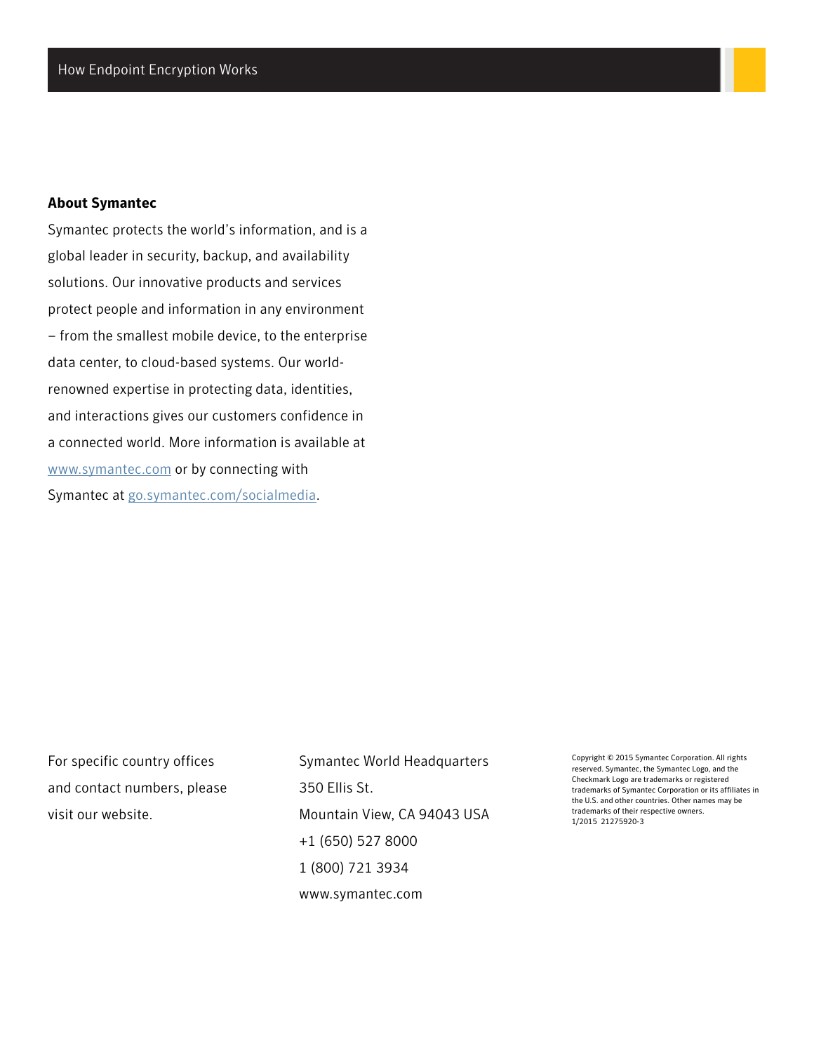**About Symantec**

Symantec protects the world's information, and is a global leader in security, backup, and availability solutions. Our innovative products and services protect people and information in any environment – from the smallest mobile device, to the enterprise data center, to cloud-based systems. Our world-renowned expertise in protecting data, identities, and interactions gives our customers confidence in a connected world. More information is available at www.symantec.com or by connecting with Symantec at go.symantec.com/socialmedia.

For specific country offices and contact numbers, please visit our website.

Symantec World Headquarters
350 Ellis St.
Mountain View, CA 94043 USA
+1 (650) 527 8000
1 (800) 721 3934
www.symantec.com

Copyright © 2015 Symantec Corporation. All rights reserved. Symantec, the Symantec Logo, and the Checkmark Logo are trademarks or registered trademarks of Symantec Corporation or its affiliates in the U.S. and other countries. Other names may be trademarks of their respective owners.
1/2015 21275920-3